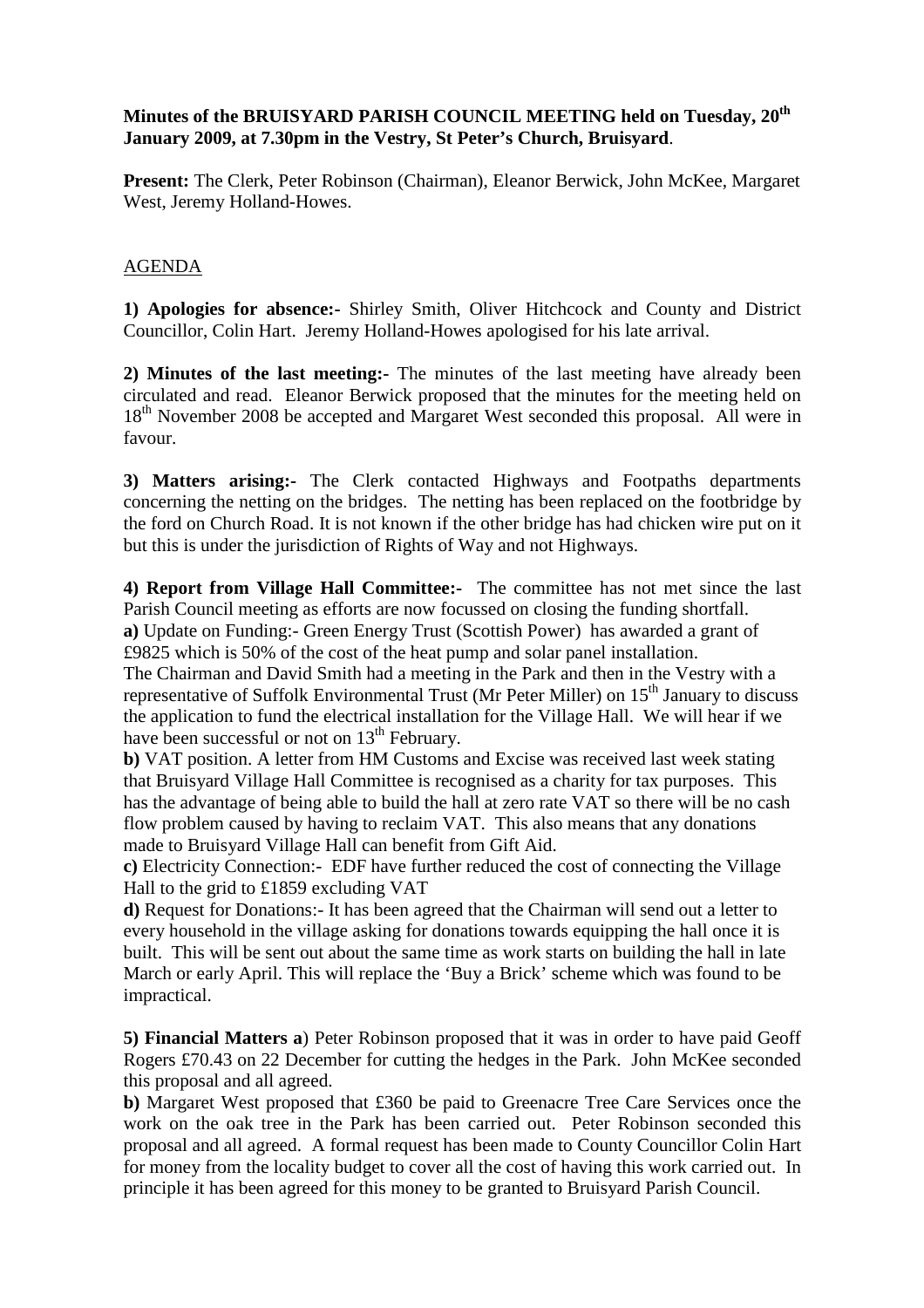**Minutes of the BRUISYARD PARISH COUNCIL MEETING held on Tuesday, 20th January 2009, at 7.30pm in the Vestry, St Peter's Church, Bruisyard**.

**Present:** The Clerk, Peter Robinson (Chairman), Eleanor Berwick, John McKee, Margaret West, Jeremy Holland-Howes.

AGENDA

**1) Apologies for absence:-** Shirley Smith, Oliver Hitchcock and County and District Councillor, Colin Hart. Jeremy Holland-Howes apologised for his late arrival.

**2) Minutes of the last meeting:-** The minutes of the last meeting have already been circulated and read. Eleanor Berwick proposed that the minutes for the meeting held on 18th November 2008 be accepted and Margaret West seconded this proposal. All were in favour.

**3) Matters arising:-** The Clerk contacted Highways and Footpaths departments concerning the netting on the bridges. The netting has been replaced on the footbridge by the ford on Church Road. It is not known if the other bridge has had chicken wire put on it but this is under the jurisdiction of Rights of Way and not Highways.

**4) Report from Village Hall Committee:-** The committee has not met since the last Parish Council meeting as efforts are now focussed on closing the funding shortfall.

**a)** Update on Funding:- Green Energy Trust (Scottish Power) has awarded a grant of £9825 which is 50% of the cost of the heat pump and solar panel installation.

The Chairman and David Smith had a meeting in the Park and then in the Vestry with a representative of Suffolk Environmental Trust (Mr Peter Miller) on 15th January to discuss the application to fund the electrical installation for the Village Hall. We will hear if we have been successful or not on 13th February.

**b)** VAT position. A letter from HM Customs and Excise was received last week stating that Bruisyard Village Hall Committee is recognised as a charity for tax purposes. This has the advantage of being able to build the hall at zero rate VAT so there will be no cash flow problem caused by having to reclaim VAT. This also means that any donations made to Bruisyard Village Hall can benefit from Gift Aid.

**c)** Electricity Connection:- EDF have further reduced the cost of connecting the Village Hall to the grid to £1859 excluding VAT

**d)** Request for Donations:- It has been agreed that the Chairman will send out a letter to every household in the village asking for donations towards equipping the hall once it is built. This will be sent out about the same time as work starts on building the hall in late March or early April. This will replace the 'Buy a Brick' scheme which was found to be impractical.

**5) Financial Matters a**) Peter Robinson proposed that it was in order to have paid Geoff Rogers £70.43 on 22 December for cutting the hedges in the Park. John McKee seconded this proposal and all agreed.

**b)** Margaret West proposed that £360 be paid to Greenacre Tree Care Services once the work on the oak tree in the Park has been carried out. Peter Robinson seconded this proposal and all agreed. A formal request has been made to County Councillor Colin Hart for money from the locality budget to cover all the cost of having this work carried out. In principle it has been agreed for this money to be granted to Bruisyard Parish Council.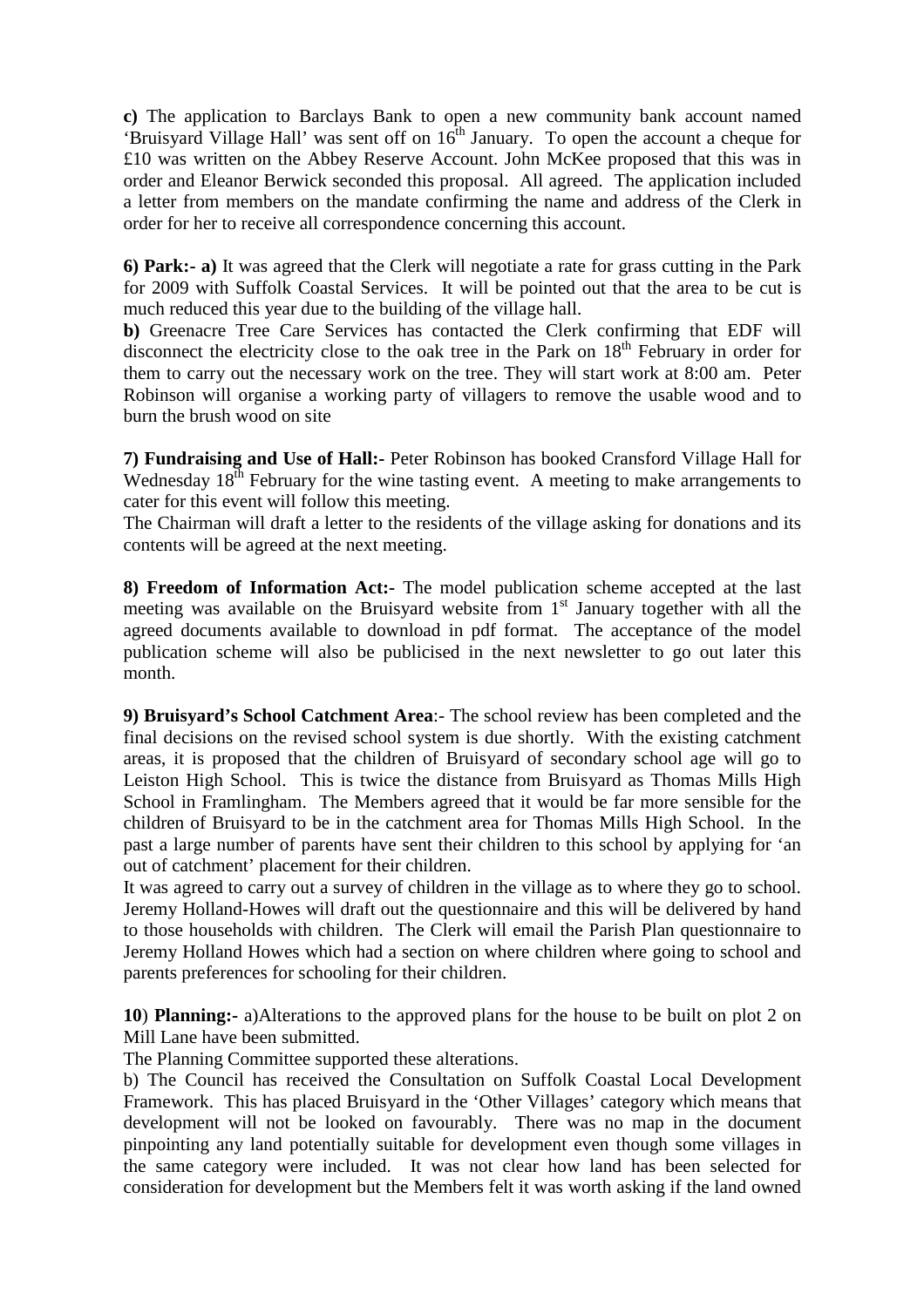**c)** The application to Barclays Bank to open a new community bank account named 'Bruisyard Village Hall' was sent off on 16th January. To open the account a cheque for £10 was written on the Abbey Reserve Account. John McKee proposed that this was in order and Eleanor Berwick seconded this proposal. All agreed. The application included a letter from members on the mandate confirming the name and address of the Clerk in order for her to receive all correspondence concerning this account.

**6) Park:- a)** It was agreed that the Clerk will negotiate a rate for grass cutting in the Park for 2009 with Suffolk Coastal Services. It will be pointed out that the area to be cut is much reduced this year due to the building of the village hall.

**b)** Greenacre Tree Care Services has contacted the Clerk confirming that EDF will disconnect the electricity close to the oak tree in the Park on 18th February in order for them to carry out the necessary work on the tree. They will start work at 8:00 am. Peter Robinson will organise a working party of villagers to remove the usable wood and to burn the brush wood on site

**7) Fundraising and Use of Hall:-** Peter Robinson has booked Cransford Village Hall for Wednesday 18th February for the wine tasting event. A meeting to make arrangements to cater for this event will follow this meeting.

The Chairman will draft a letter to the residents of the village asking for donations and its contents will be agreed at the next meeting.

**8) Freedom of Information Act:-** The model publication scheme accepted at the last meeting was available on the Bruisyard website from 1st January together with all the agreed documents available to download in pdf format. The acceptance of the model publication scheme will also be publicised in the next newsletter to go out later this month.

**9) Bruisyard's School Catchment Area**:- The school review has been completed and the final decisions on the revised school system is due shortly. With the existing catchment areas, it is proposed that the children of Bruisyard of secondary school age will go to Leiston High School. This is twice the distance from Bruisyard as Thomas Mills High School in Framlingham. The Members agreed that it would be far more sensible for the children of Bruisyard to be in the catchment area for Thomas Mills High School. In the past a large number of parents have sent their children to this school by applying for 'an out of catchment' placement for their children.

It was agreed to carry out a survey of children in the village as to where they go to school. Jeremy Holland-Howes will draft out the questionnaire and this will be delivered by hand to those households with children. The Clerk will email the Parish Plan questionnaire to Jeremy Holland Howes which had a section on where children where going to school and parents preferences for schooling for their children.

**10**) **Planning:-** a)Alterations to the approved plans for the house to be built on plot 2 on Mill Lane have been submitted.

The Planning Committee supported these alterations.

b) The Council has received the Consultation on Suffolk Coastal Local Development Framework. This has placed Bruisyard in the 'Other Villages' category which means that development will not be looked on favourably. There was no map in the document pinpointing any land potentially suitable for development even though some villages in the same category were included. It was not clear how land has been selected for consideration for development but the Members felt it was worth asking if the land owned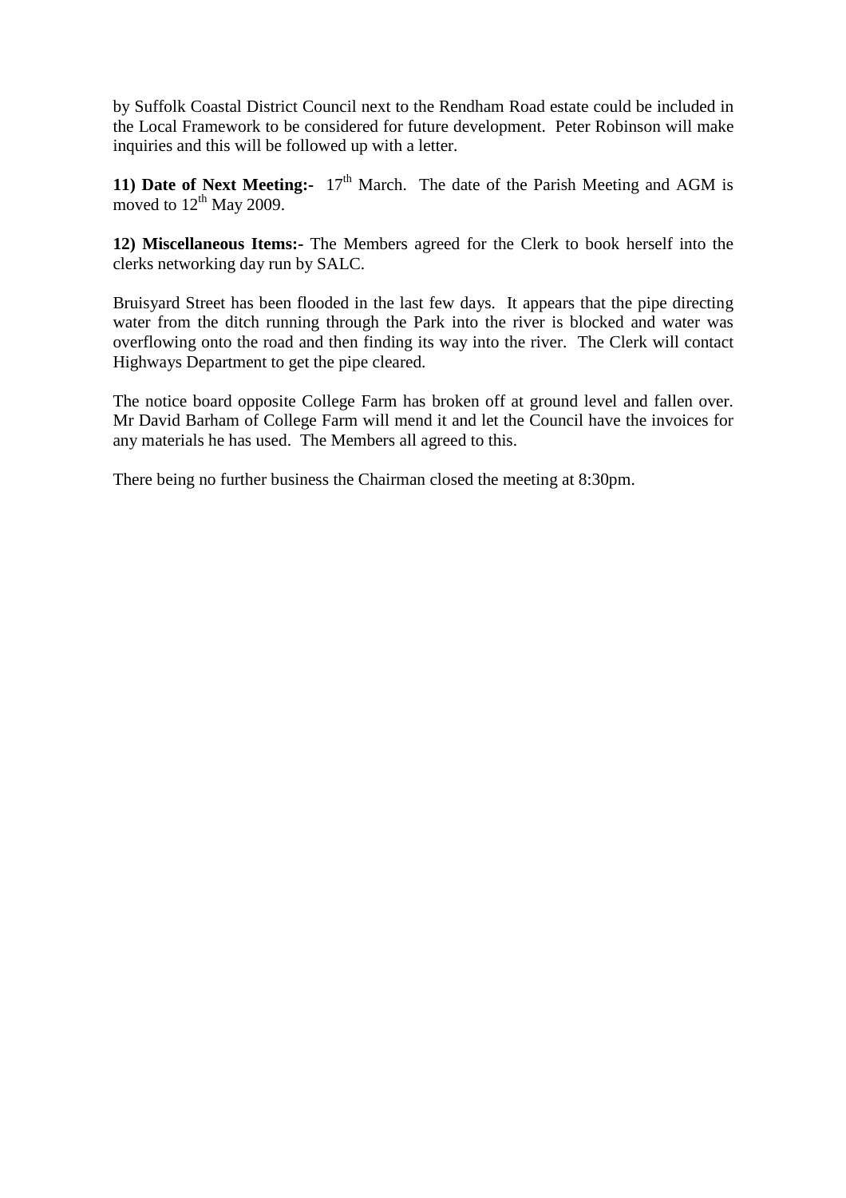by Suffolk Coastal District Council next to the Rendham Road estate could be included in the Local Framework to be considered for future development. Peter Robinson will make inquiries and this will be followed up with a letter.

**11) Date of Next Meeting:-** 17th March. The date of the Parish Meeting and AGM is moved to 12th May 2009.

**12) Miscellaneous Items:-** The Members agreed for the Clerk to book herself into the clerks networking day run by SALC.

Bruisyard Street has been flooded in the last few days. It appears that the pipe directing water from the ditch running through the Park into the river is blocked and water was overflowing onto the road and then finding its way into the river. The Clerk will contact Highways Department to get the pipe cleared.

The notice board opposite College Farm has broken off at ground level and fallen over. Mr David Barham of College Farm will mend it and let the Council have the invoices for any materials he has used. The Members all agreed to this.

There being no further business the Chairman closed the meeting at 8:30pm.